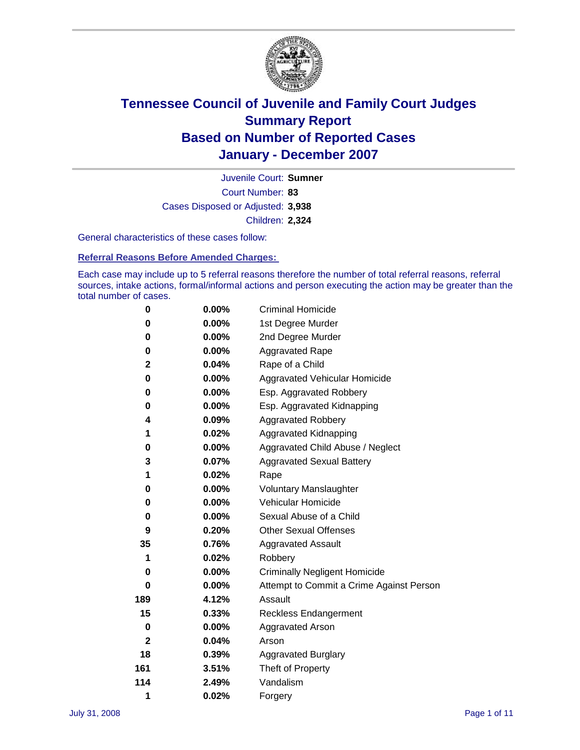# Tennessee Council of Juvenile and Family Court Judges
## Summary Report
## Based on Number of Reported Cases
## January - December 2007

Juvenile Court: **Sumner**

Court Number: **83**

Cases Disposed or Adjusted: **3,938**

Children: **2,324**

General characteristics of these cases follow:

**Referral Reasons Before Amended Charges:**

Each case may include up to 5 referral reasons therefore the number of total referral reasons, referral sources, intake actions, formal/informal actions and person executing the action may be greater than the total number of cases.

| | | |
|---|---|---|
| 0 | 0.00% | Criminal Homicide |
| 0 | 0.00% | 1st Degree Murder |
| 0 | 0.00% | 2nd Degree Murder |
| 0 | 0.00% | Aggravated Rape |
| 2 | 0.04% | Rape of a Child |
| 0 | 0.00% | Aggravated Vehicular Homicide |
| 0 | 0.00% | Esp. Aggravated Robbery |
| 0 | 0.00% | Esp. Aggravated Kidnapping |
| 4 | 0.09% | Aggravated Robbery |
| 1 | 0.02% | Aggravated Kidnapping |
| 0 | 0.00% | Aggravated Child Abuse / Neglect |
| 3 | 0.07% | Aggravated Sexual Battery |
| 1 | 0.02% | Rape |
| 0 | 0.00% | Voluntary Manslaughter |
| 0 | 0.00% | Vehicular Homicide |
| 0 | 0.00% | Sexual Abuse of a Child |
| 9 | 0.20% | Other Sexual Offenses |
| 35 | 0.76% | Aggravated Assault |
| 1 | 0.02% | Robbery |
| 0 | 0.00% | Criminally Negligent Homicide |
| 0 | 0.00% | Attempt to Commit a Crime Against Person |
| 189 | 4.12% | Assault |
| 15 | 0.33% | Reckless Endangerment |
| 0 | 0.00% | Aggravated Arson |
| 2 | 0.04% | Arson |
| 18 | 0.39% | Aggravated Burglary |
| 161 | 3.51% | Theft of Property |
| 114 | 2.49% | Vandalism |
| 1 | 0.02% | Forgery |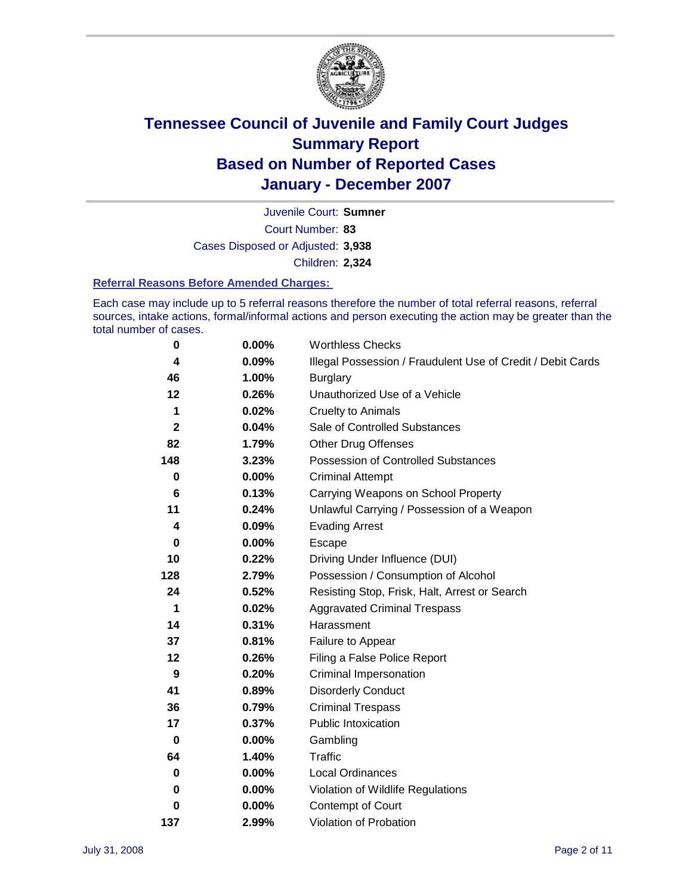# Tennessee Council of Juvenile and Family Court Judges
## Summary Report
## Based on Number of Reported Cases
## January - December 2007

Juvenile Court: **Sumner**

Court Number: **83**

Cases Disposed or Adjusted: **3,938**

Children: **2,324**

### Referral Reasons Before Amended Charges:

Each case may include up to 5 referral reasons therefore the number of total referral reasons, referral sources, intake actions, formal/informal actions and person executing the action may be greater than the total number of cases.

| Count | Percent | Reason |
|---|---|---|
| 0 | 0.00% | Worthless Checks |
| 4 | 0.09% | Illegal Possession / Fraudulent Use of Credit / Debit Cards |
| 46 | 1.00% | Burglary |
| 12 | 0.26% | Unauthorized Use of a Vehicle |
| 1 | 0.02% | Cruelty to Animals |
| 2 | 0.04% | Sale of Controlled Substances |
| 82 | 1.79% | Other Drug Offenses |
| 148 | 3.23% | Possession of Controlled Substances |
| 0 | 0.00% | Criminal Attempt |
| 6 | 0.13% | Carrying Weapons on School Property |
| 11 | 0.24% | Unlawful Carrying / Possession of a Weapon |
| 4 | 0.09% | Evading Arrest |
| 0 | 0.00% | Escape |
| 10 | 0.22% | Driving Under Influence (DUI) |
| 128 | 2.79% | Possession / Consumption of Alcohol |
| 24 | 0.52% | Resisting Stop, Frisk, Halt, Arrest or Search |
| 1 | 0.02% | Aggravated Criminal Trespass |
| 14 | 0.31% | Harassment |
| 37 | 0.81% | Failure to Appear |
| 12 | 0.26% | Filing a False Police Report |
| 9 | 0.20% | Criminal Impersonation |
| 41 | 0.89% | Disorderly Conduct |
| 36 | 0.79% | Criminal Trespass |
| 17 | 0.37% | Public Intoxication |
| 0 | 0.00% | Gambling |
| 64 | 1.40% | Traffic |
| 0 | 0.00% | Local Ordinances |
| 0 | 0.00% | Violation of Wildlife Regulations |
| 0 | 0.00% | Contempt of Court |
| 137 | 2.99% | Violation of Probation |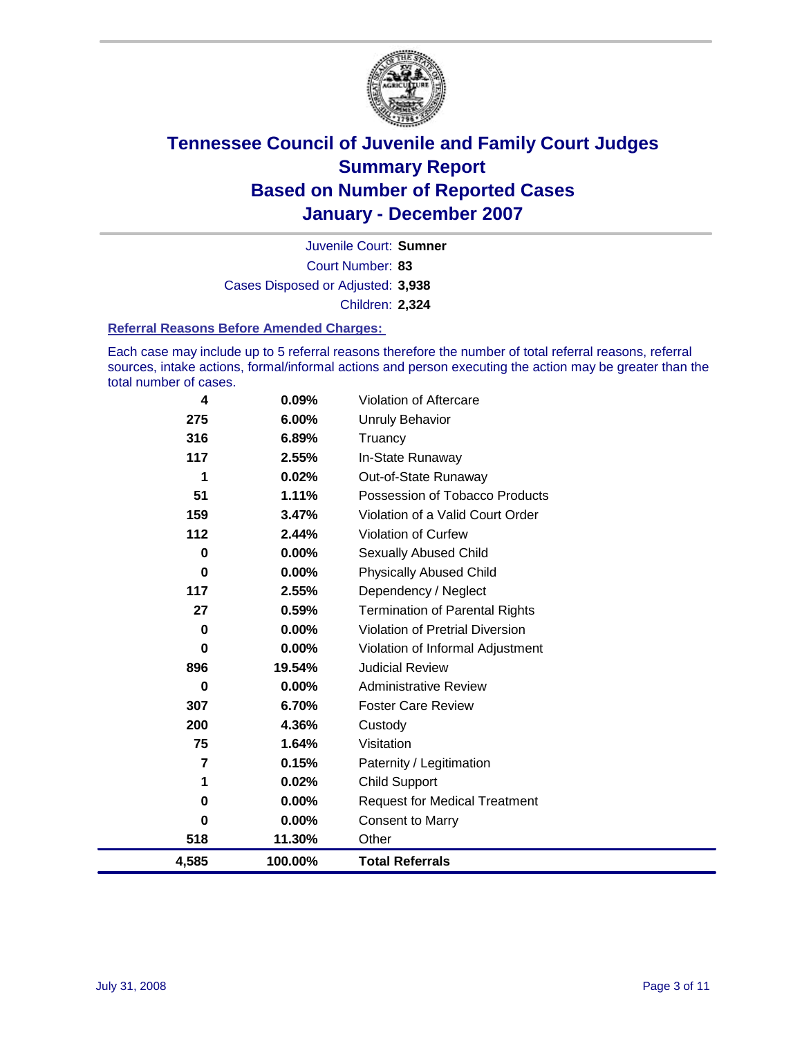# Tennessee Council of Juvenile and Family Court Judges
## Summary Report
## Based on Number of Reported Cases
## January - December 2007

Juvenile Court: **Sumner**
Court Number: **83**
Cases Disposed or Adjusted: **3,938**
Children: **2,324**

### Referral Reasons Before Amended Charges:

Each case may include up to 5 referral reasons therefore the number of total referral reasons, referral sources, intake actions, formal/informal actions and person executing the action may be greater than the total number of cases.

| | | |
|---|---|---|
| 4 | 0.09% | Violation of Aftercare |
| 275 | 6.00% | Unruly Behavior |
| 316 | 6.89% | Truancy |
| 117 | 2.55% | In-State Runaway |
| 1 | 0.02% | Out-of-State Runaway |
| 51 | 1.11% | Possession of Tobacco Products |
| 159 | 3.47% | Violation of a Valid Court Order |
| 112 | 2.44% | Violation of Curfew |
| 0 | 0.00% | Sexually Abused Child |
| 0 | 0.00% | Physically Abused Child |
| 117 | 2.55% | Dependency / Neglect |
| 27 | 0.59% | Termination of Parental Rights |
| 0 | 0.00% | Violation of Pretrial Diversion |
| 0 | 0.00% | Violation of Informal Adjustment |
| 896 | 19.54% | Judicial Review |
| 0 | 0.00% | Administrative Review |
| 307 | 6.70% | Foster Care Review |
| 200 | 4.36% | Custody |
| 75 | 1.64% | Visitation |
| 7 | 0.15% | Paternity / Legitimation |
| 1 | 0.02% | Child Support |
| 0 | 0.00% | Request for Medical Treatment |
| 0 | 0.00% | Consent to Marry |
| 518 | 11.30% | Other |
| **4,585** | **100.00%** | **Total Referrals** |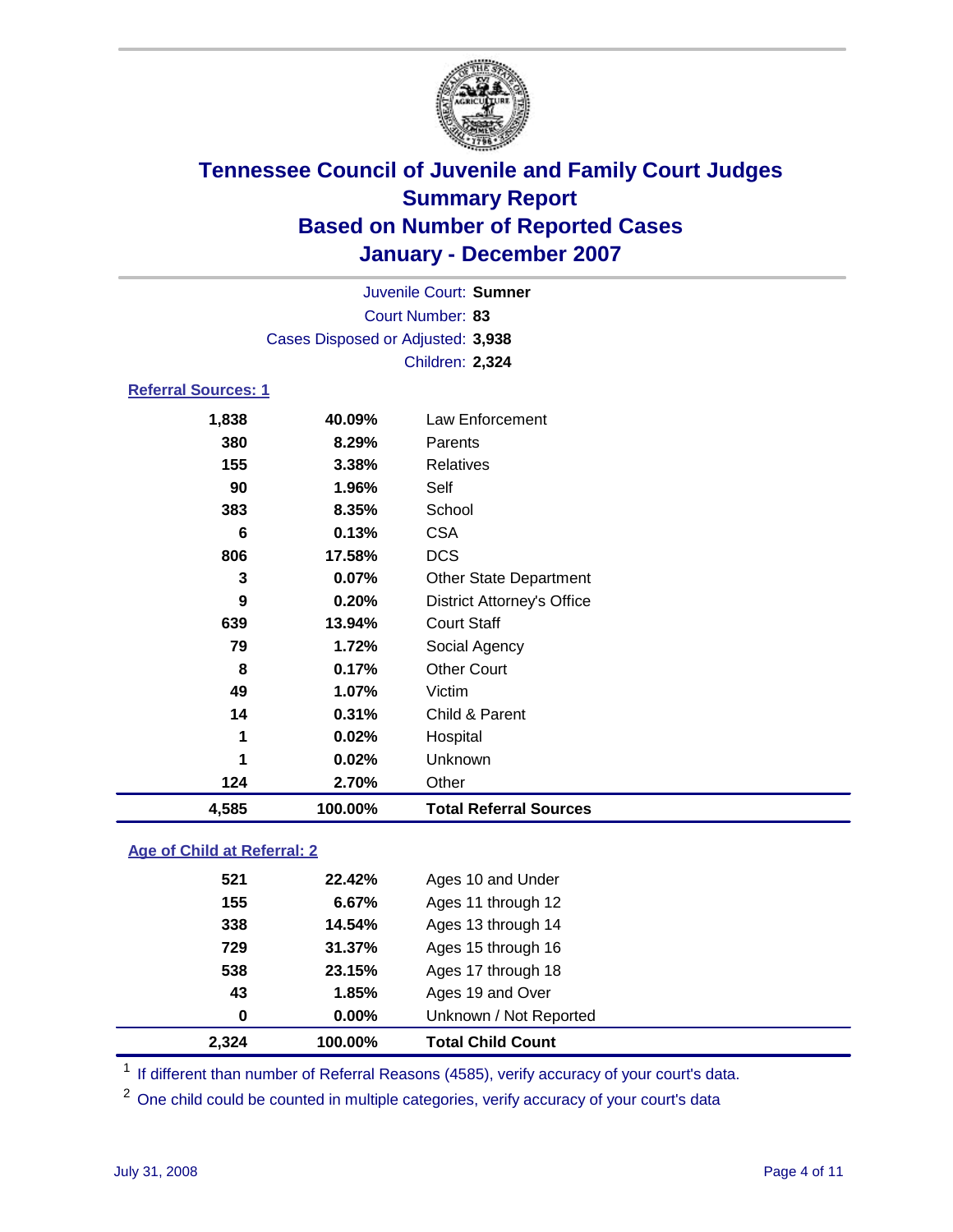# Tennessee Council of Juvenile and Family Court Judges
## Summary Report
## Based on Number of Reported Cases
## January - December 2007

Juvenile Court: **Sumner**
Court Number: **83**
Cases Disposed or Adjusted: **3,938**
Children: **2,324**

### Referral Sources: 1

| Count | Percent | Source |
|---|---|---|
| 1,838 | 40.09% | Law Enforcement |
| 380 | 8.29% | Parents |
| 155 | 3.38% | Relatives |
| 90 | 1.96% | Self |
| 383 | 8.35% | School |
| 6 | 0.13% | CSA |
| 806 | 17.58% | DCS |
| 3 | 0.07% | Other State Department |
| 9 | 0.20% | District Attorney's Office |
| 639 | 13.94% | Court Staff |
| 79 | 1.72% | Social Agency |
| 8 | 0.17% | Other Court |
| 49 | 1.07% | Victim |
| 14 | 0.31% | Child & Parent |
| 1 | 0.02% | Hospital |
| 1 | 0.02% | Unknown |
| 124 | 2.70% | Other |
| **4,585** | **100.00%** | **Total Referral Sources** |

### Age of Child at Referral: 2

| Count | Percent | Age |
|---|---|---|
| 521 | 22.42% | Ages 10 and Under |
| 155 | 6.67% | Ages 11 through 12 |
| 338 | 14.54% | Ages 13 through 14 |
| 729 | 31.37% | Ages 15 through 16 |
| 538 | 23.15% | Ages 17 through 18 |
| 43 | 1.85% | Ages 19 and Over |
| 0 | 0.00% | Unknown / Not Reported |
| **2,324** | **100.00%** | **Total Child Count** |

[1] If different than number of Referral Reasons (4585), verify accuracy of your court's data.

[2] One child could be counted in multiple categories, verify accuracy of your court's data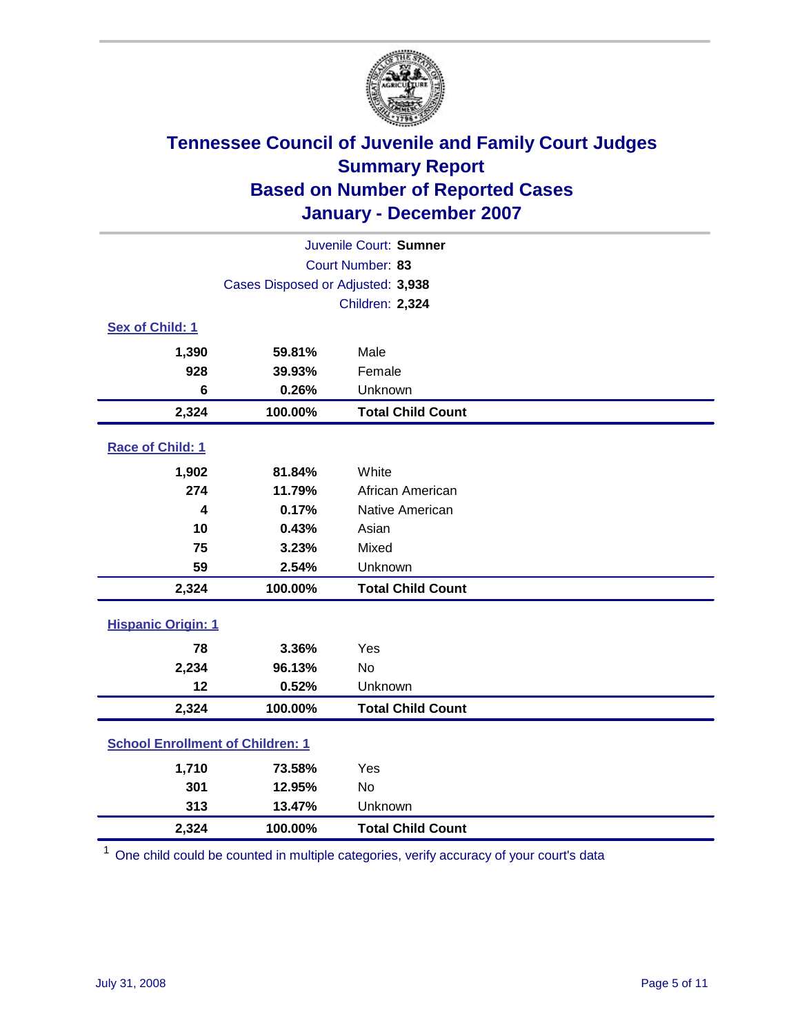# Tennessee Council of Juvenile and Family Court Judges
## Summary Report
## Based on Number of Reported Cases
## January - December 2007

Juvenile Court: **Sumner**
Court Number: **83**
Cases Disposed or Adjusted: **3,938**
Children: **2,324**

### Sex of Child: 1

| | | |
|---|---|---|
| **1,390** | **59.81%** | Male |
| **928** | **39.93%** | Female |
| **6** | **0.26%** | Unknown |
| **2,324** | **100.00%** | **Total Child Count** |

### Race of Child: 1

| | | |
|---|---|---|
| **1,902** | **81.84%** | White |
| **274** | **11.79%** | African American |
| **4** | **0.17%** | Native American |
| **10** | **0.43%** | Asian |
| **75** | **3.23%** | Mixed |
| **59** | **2.54%** | Unknown |
| **2,324** | **100.00%** | **Total Child Count** |

### Hispanic Origin: 1

| | | |
|---|---|---|
| **78** | **3.36%** | Yes |
| **2,234** | **96.13%** | No |
| **12** | **0.52%** | Unknown |
| **2,324** | **100.00%** | **Total Child Count** |

### School Enrollment of Children: 1

| | | |
|---|---|---|
| **1,710** | **73.58%** | Yes |
| **301** | **12.95%** | No |
| **313** | **13.47%** | Unknown |
| **2,324** | **100.00%** | **Total Child Count** |

[1] One child could be counted in multiple categories, verify accuracy of your court's data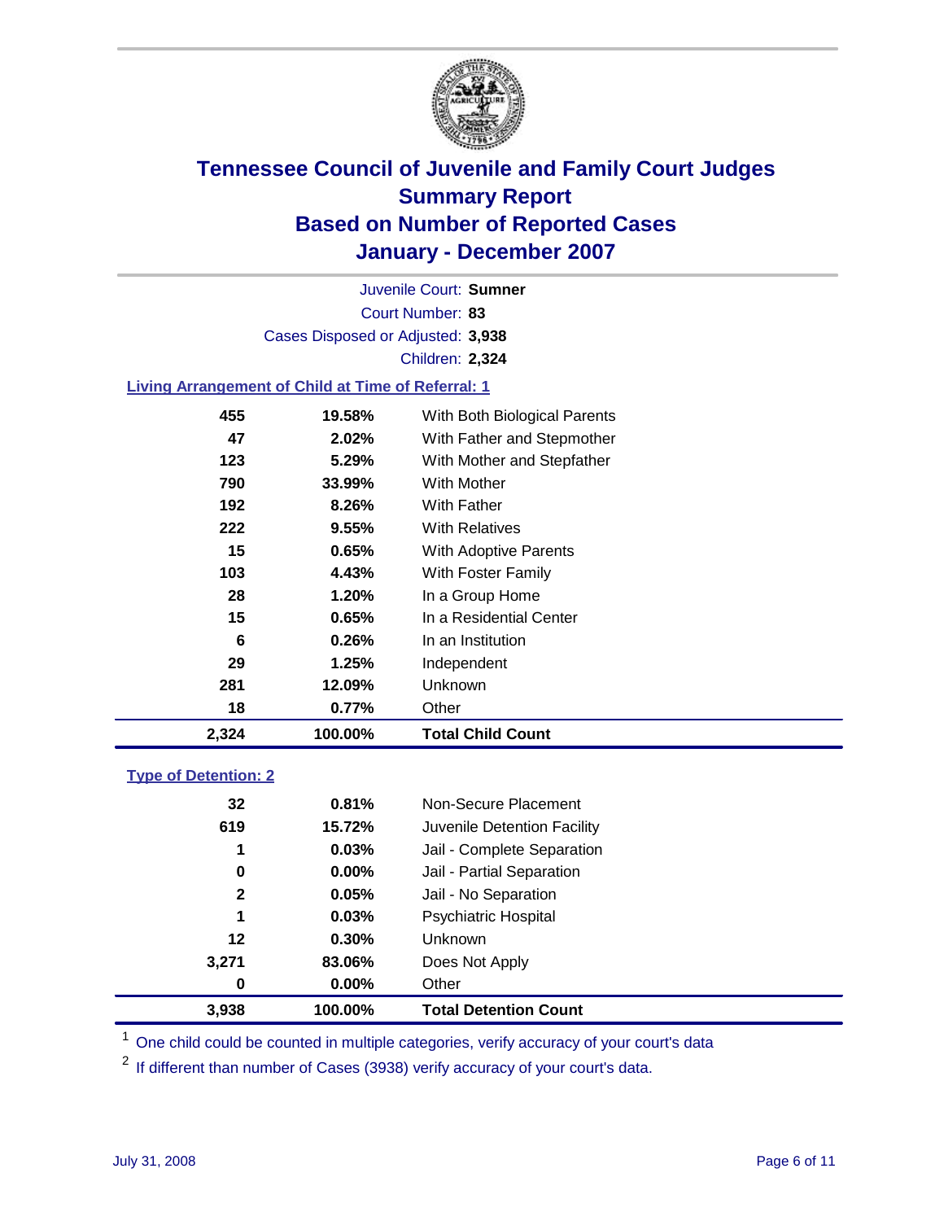# Tennessee Council of Juvenile and Family Court Judges
## Summary Report
## Based on Number of Reported Cases
## January - December 2007

Juvenile Court: **Sumner**

Court Number: **83**

Cases Disposed or Adjusted: **3,938**

Children: **2,324**

### Living Arrangement of Child at Time of Referral: 1

| | | |
|---|---|---|
| 455 | 19.58% | With Both Biological Parents |
| 47 | 2.02% | With Father and Stepmother |
| 123 | 5.29% | With Mother and Stepfather |
| 790 | 33.99% | With Mother |
| 192 | 8.26% | With Father |
| 222 | 9.55% | With Relatives |
| 15 | 0.65% | With Adoptive Parents |
| 103 | 4.43% | With Foster Family |
| 28 | 1.20% | In a Group Home |
| 15 | 0.65% | In a Residential Center |
| 6 | 0.26% | In an Institution |
| 29 | 1.25% | Independent |
| 281 | 12.09% | Unknown |
| 18 | 0.77% | Other |
| **2,324** | **100.00%** | **Total Child Count** |

### Type of Detention: 2

| | | |
|---|---|---|
| 32 | 0.81% | Non-Secure Placement |
| 619 | 15.72% | Juvenile Detention Facility |
| 1 | 0.03% | Jail - Complete Separation |
| 0 | 0.00% | Jail - Partial Separation |
| 2 | 0.05% | Jail - No Separation |
| 1 | 0.03% | Psychiatric Hospital |
| 12 | 0.30% | Unknown |
| 3,271 | 83.06% | Does Not Apply |
| 0 | 0.00% | Other |
| **3,938** | **100.00%** | **Total Detention Count** |

[1] One child could be counted in multiple categories, verify accuracy of your court's data

[2] If different than number of Cases (3938) verify accuracy of your court's data.

July 31, 2008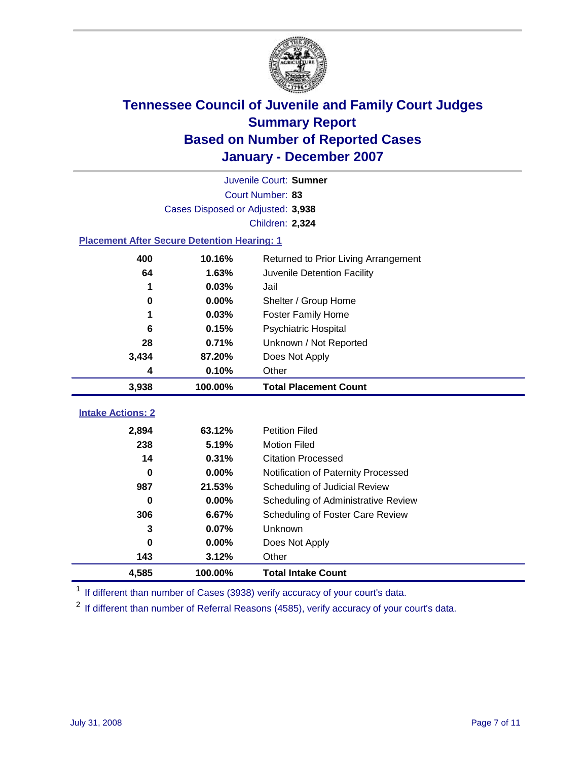# Tennessee Council of Juvenile and Family Court Judges
## Summary Report
## Based on Number of Reported Cases
## January - December 2007

Juvenile Court: **Sumner**

Court Number: **83**

Cases Disposed or Adjusted: **3,938**

Children: **2,324**

### Placement After Secure Detention Hearing: 1

| Count | Percent | Placement |
|---|---|---|
| 400 | 10.16% | Returned to Prior Living Arrangement |
| 64 | 1.63% | Juvenile Detention Facility |
| 1 | 0.03% | Jail |
| 0 | 0.00% | Shelter / Group Home |
| 1 | 0.03% | Foster Family Home |
| 6 | 0.15% | Psychiatric Hospital |
| 28 | 0.71% | Unknown / Not Reported |
| 3,434 | 87.20% | Does Not Apply |
| 4 | 0.10% | Other |
| **3,938** | **100.00%** | **Total Placement Count** |

### Intake Actions: 2

| Count | Percent | Intake Action |
|---|---|---|
| 2,894 | 63.12% | Petition Filed |
| 238 | 5.19% | Motion Filed |
| 14 | 0.31% | Citation Processed |
| 0 | 0.00% | Notification of Paternity Processed |
| 987 | 21.53% | Scheduling of Judicial Review |
| 0 | 0.00% | Scheduling of Administrative Review |
| 306 | 6.67% | Scheduling of Foster Care Review |
| 3 | 0.07% | Unknown |
| 0 | 0.00% | Does Not Apply |
| 143 | 3.12% | Other |
| **4,585** | **100.00%** | **Total Intake Count** |

[1] If different than number of Cases (3938) verify accuracy of your court's data.

[2] If different than number of Referral Reasons (4585), verify accuracy of your court's data.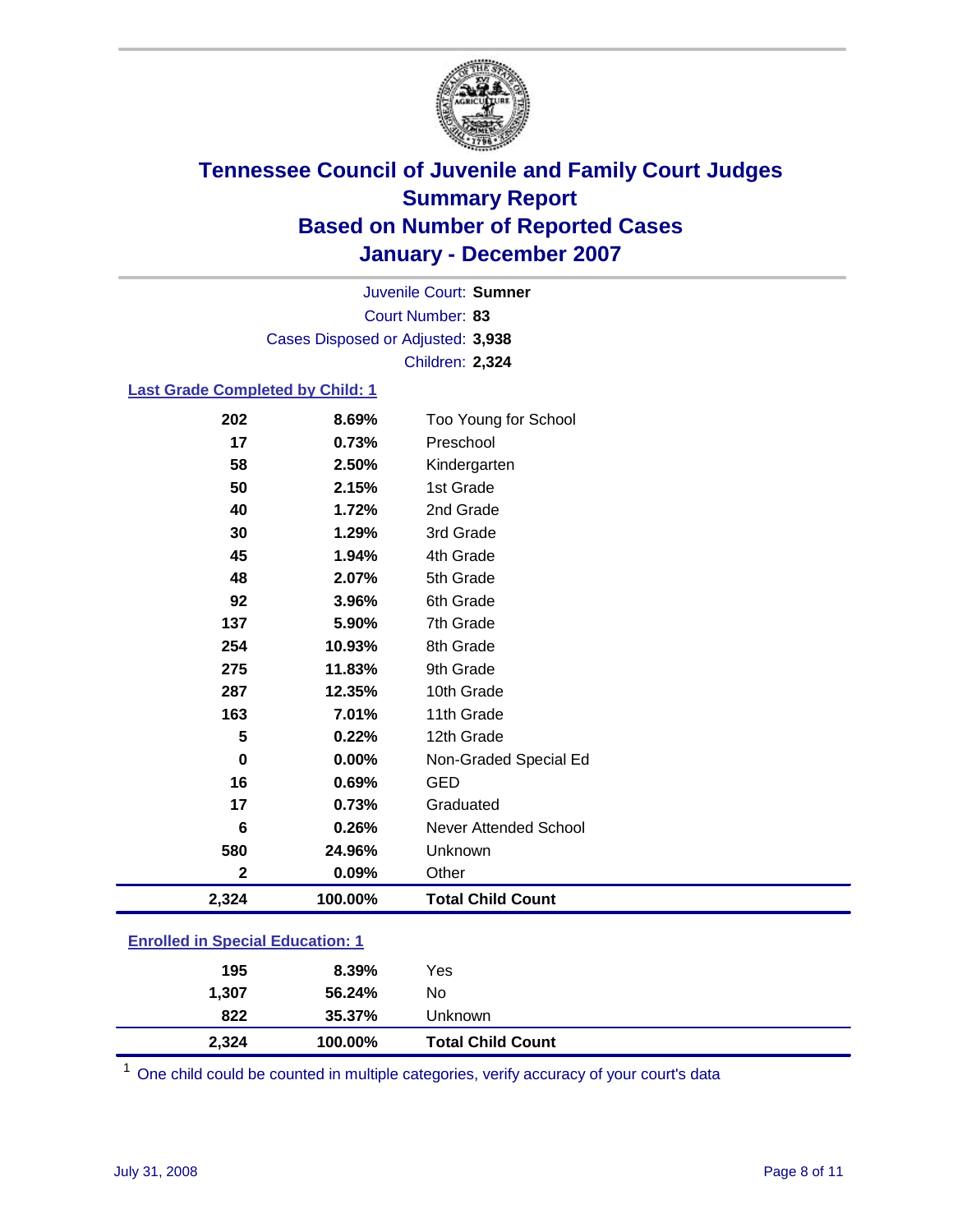# Tennessee Council of Juvenile and Family Court Judges
# Summary Report
# Based on Number of Reported Cases
# January - December 2007

Juvenile Court: **Sumner**

Court Number: **83**

Cases Disposed or Adjusted: **3,938**

Children: **2,324**

## Last Grade Completed by Child: 1

| | | |
|---|---|---|
| 202 | 8.69% | Too Young for School |
| 17 | 0.73% | Preschool |
| 58 | 2.50% | Kindergarten |
| 50 | 2.15% | 1st Grade |
| 40 | 1.72% | 2nd Grade |
| 30 | 1.29% | 3rd Grade |
| 45 | 1.94% | 4th Grade |
| 48 | 2.07% | 5th Grade |
| 92 | 3.96% | 6th Grade |
| 137 | 5.90% | 7th Grade |
| 254 | 10.93% | 8th Grade |
| 275 | 11.83% | 9th Grade |
| 287 | 12.35% | 10th Grade |
| 163 | 7.01% | 11th Grade |
| 5 | 0.22% | 12th Grade |
| 0 | 0.00% | Non-Graded Special Ed |
| 16 | 0.69% | GED |
| 17 | 0.73% | Graduated |
| 6 | 0.26% | Never Attended School |
| 580 | 24.96% | Unknown |
| 2 | 0.09% | Other |
| **2,324** | **100.00%** | **Total Child Count** |

## Enrolled in Special Education: 1

| | | |
|---|---|---|
| 195 | 8.39% | Yes |
| 1,307 | 56.24% | No |
| 822 | 35.37% | Unknown |
| **2,324** | **100.00%** | **Total Child Count** |

[1] One child could be counted in multiple categories, verify accuracy of your court's data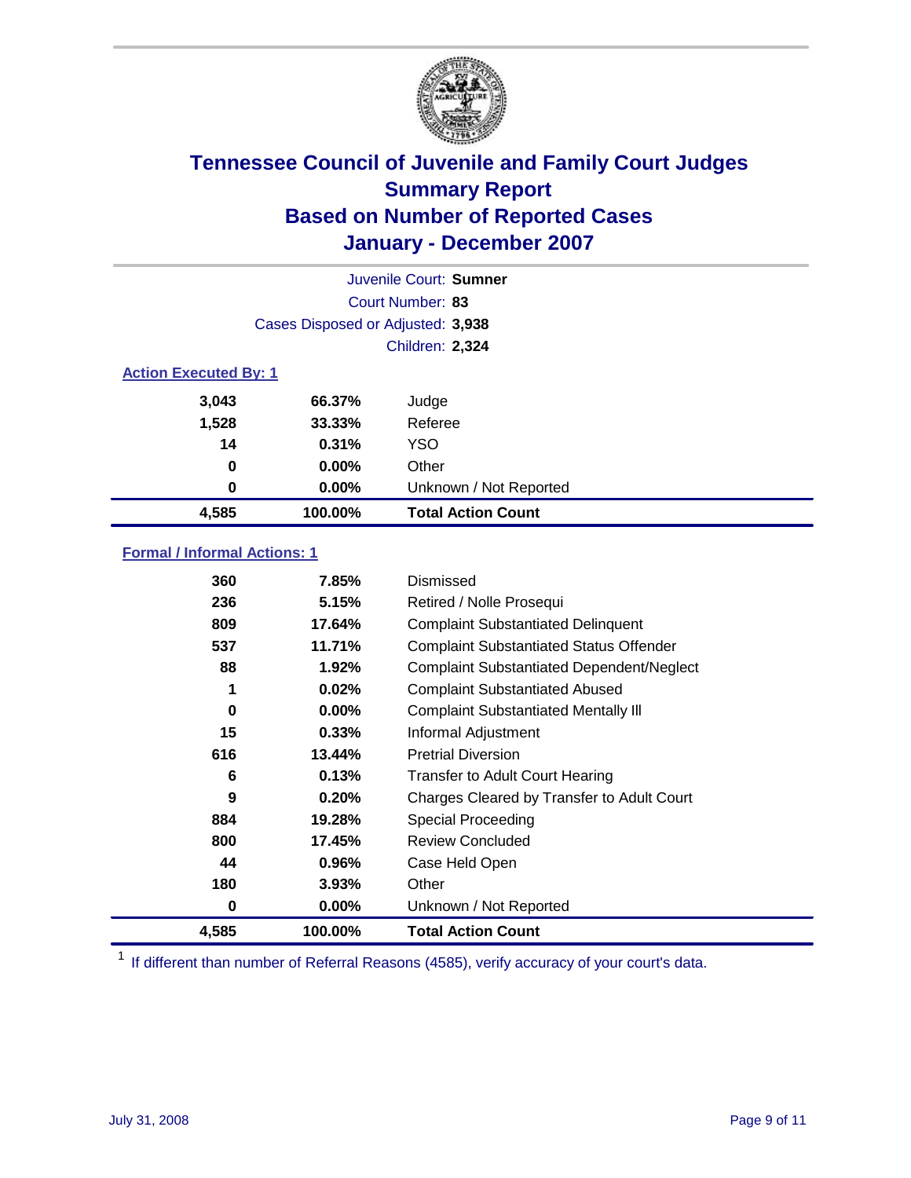# Tennessee Council of Juvenile and Family Court Judges
## Summary Report
## Based on Number of Reported Cases
## January - December 2007

Juvenile Court: **Sumner**

Court Number: **83**

Cases Disposed or Adjusted: **3,938**

Children: **2,324**

### Action Executed By: 1

| Count | Percent | Action |
|---|---|---|
| 3,043 | 66.37% | Judge |
| 1,528 | 33.33% | Referee |
| 14 | 0.31% | YSO |
| 0 | 0.00% | Other |
| 0 | 0.00% | Unknown / Not Reported |
| **4,585** | **100.00%** | **Total Action Count** |

### Formal / Informal Actions: 1

| Count | Percent | Action |
|---|---|---|
| 360 | 7.85% | Dismissed |
| 236 | 5.15% | Retired / Nolle Prosequi |
| 809 | 17.64% | Complaint Substantiated Delinquent |
| 537 | 11.71% | Complaint Substantiated Status Offender |
| 88 | 1.92% | Complaint Substantiated Dependent/Neglect |
| 1 | 0.02% | Complaint Substantiated Abused |
| 0 | 0.00% | Complaint Substantiated Mentally Ill |
| 15 | 0.33% | Informal Adjustment |
| 616 | 13.44% | Pretrial Diversion |
| 6 | 0.13% | Transfer to Adult Court Hearing |
| 9 | 0.20% | Charges Cleared by Transfer to Adult Court |
| 884 | 19.28% | Special Proceeding |
| 800 | 17.45% | Review Concluded |
| 44 | 0.96% | Case Held Open |
| 180 | 3.93% | Other |
| 0 | 0.00% | Unknown / Not Reported |
| **4,585** | **100.00%** | **Total Action Count** |

[1] If different than number of Referral Reasons (4585), verify accuracy of your court's data.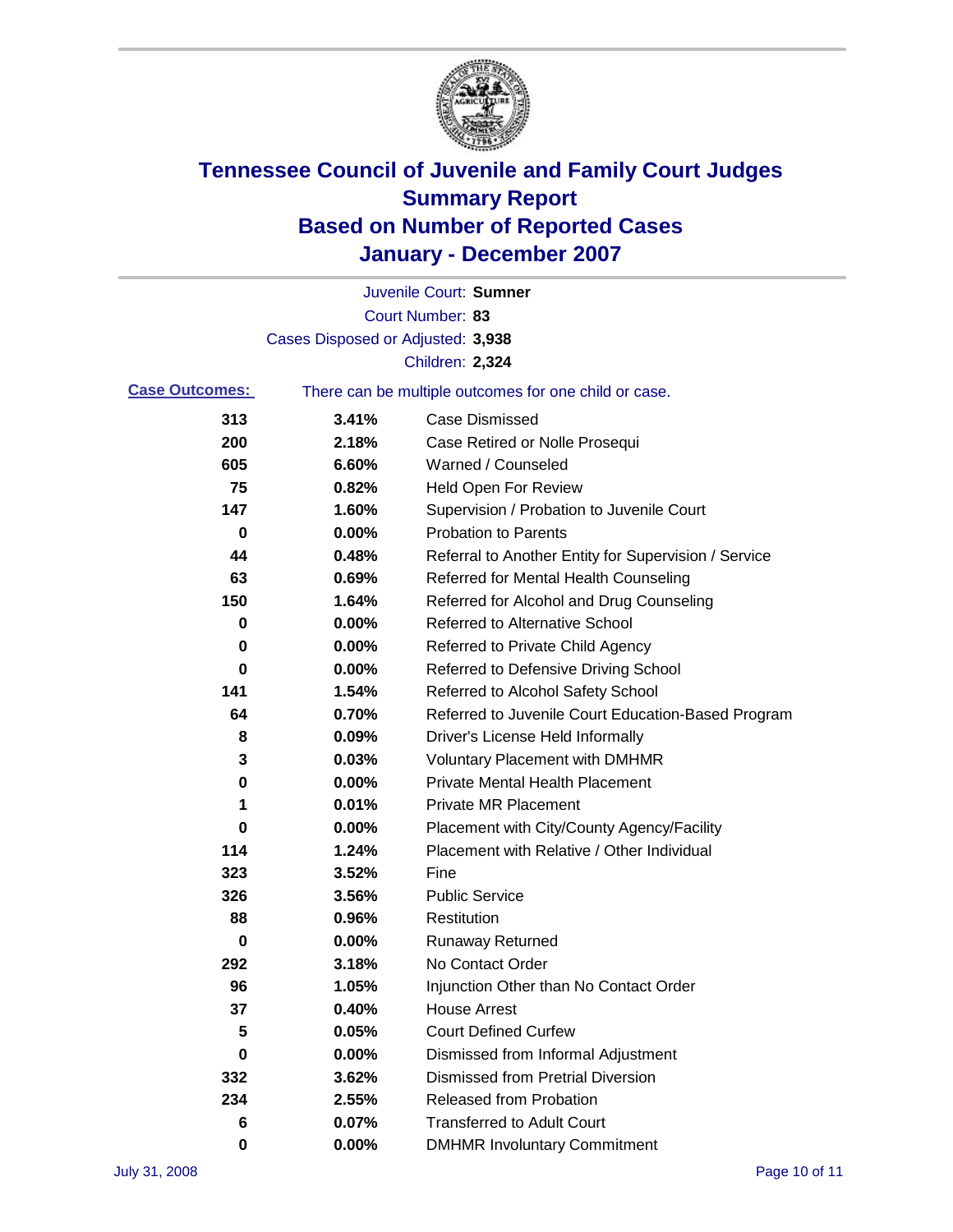# Tennessee Council of Juvenile and Family Court Judges
## Summary Report
## Based on Number of Reported Cases
## January - December 2007

Juvenile Court: **Sumner**

Court Number: **83**

Cases Disposed or Adjusted: **3,938**

Children: **2,324**

**Case Outcomes:** There can be multiple outcomes for one child or case.

| Count | Percent | Outcome |
|---|---|---|
| 313 | 3.41% | Case Dismissed |
| 200 | 2.18% | Case Retired or Nolle Prosequi |
| 605 | 6.60% | Warned / Counseled |
| 75 | 0.82% | Held Open For Review |
| 147 | 1.60% | Supervision / Probation to Juvenile Court |
| 0 | 0.00% | Probation to Parents |
| 44 | 0.48% | Referral to Another Entity for Supervision / Service |
| 63 | 0.69% | Referred for Mental Health Counseling |
| 150 | 1.64% | Referred for Alcohol and Drug Counseling |
| 0 | 0.00% | Referred to Alternative School |
| 0 | 0.00% | Referred to Private Child Agency |
| 0 | 0.00% | Referred to Defensive Driving School |
| 141 | 1.54% | Referred to Alcohol Safety School |
| 64 | 0.70% | Referred to Juvenile Court Education-Based Program |
| 8 | 0.09% | Driver's License Held Informally |
| 3 | 0.03% | Voluntary Placement with DMHMR |
| 0 | 0.00% | Private Mental Health Placement |
| 1 | 0.01% | Private MR Placement |
| 0 | 0.00% | Placement with City/County Agency/Facility |
| 114 | 1.24% | Placement with Relative / Other Individual |
| 323 | 3.52% | Fine |
| 326 | 3.56% | Public Service |
| 88 | 0.96% | Restitution |
| 0 | 0.00% | Runaway Returned |
| 292 | 3.18% | No Contact Order |
| 96 | 1.05% | Injunction Other than No Contact Order |
| 37 | 0.40% | House Arrest |
| 5 | 0.05% | Court Defined Curfew |
| 0 | 0.00% | Dismissed from Informal Adjustment |
| 332 | 3.62% | Dismissed from Pretrial Diversion |
| 234 | 2.55% | Released from Probation |
| 6 | 0.07% | Transferred to Adult Court |
| 0 | 0.00% | DMHMR Involuntary Commitment |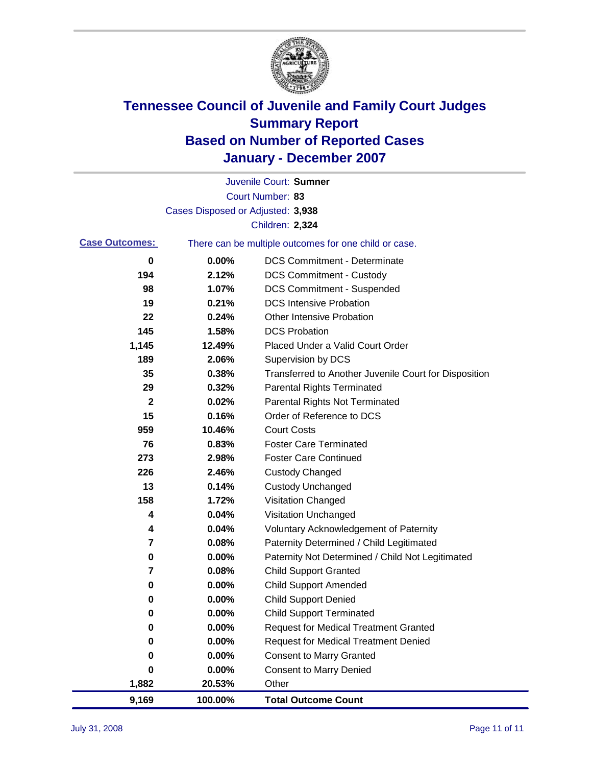# Tennessee Council of Juvenile and Family Court Judges
## Summary Report
## Based on Number of Reported Cases
## January - December 2007

Juvenile Court: **Sumner**

Court Number: **83**

Cases Disposed or Adjusted: **3,938**

Children: **2,324**

**Case Outcomes:** There can be multiple outcomes for one child or case.

| | | |
|---|---|---|
| 0 | 0.00% | DCS Commitment - Determinate |
| 194 | 2.12% | DCS Commitment - Custody |
| 98 | 1.07% | DCS Commitment - Suspended |
| 19 | 0.21% | DCS Intensive Probation |
| 22 | 0.24% | Other Intensive Probation |
| 145 | 1.58% | DCS Probation |
| 1,145 | 12.49% | Placed Under a Valid Court Order |
| 189 | 2.06% | Supervision by DCS |
| 35 | 0.38% | Transferred to Another Juvenile Court for Disposition |
| 29 | 0.32% | Parental Rights Terminated |
| 2 | 0.02% | Parental Rights Not Terminated |
| 15 | 0.16% | Order of Reference to DCS |
| 959 | 10.46% | Court Costs |
| 76 | 0.83% | Foster Care Terminated |
| 273 | 2.98% | Foster Care Continued |
| 226 | 2.46% | Custody Changed |
| 13 | 0.14% | Custody Unchanged |
| 158 | 1.72% | Visitation Changed |
| 4 | 0.04% | Visitation Unchanged |
| 4 | 0.04% | Voluntary Acknowledgement of Paternity |
| 7 | 0.08% | Paternity Determined / Child Legitimated |
| 0 | 0.00% | Paternity Not Determined / Child Not Legitimated |
| 7 | 0.08% | Child Support Granted |
| 0 | 0.00% | Child Support Amended |
| 0 | 0.00% | Child Support Denied |
| 0 | 0.00% | Child Support Terminated |
| 0 | 0.00% | Request for Medical Treatment Granted |
| 0 | 0.00% | Request for Medical Treatment Denied |
| 0 | 0.00% | Consent to Marry Granted |
| 0 | 0.00% | Consent to Marry Denied |
| 1,882 | 20.53% | Other |
| **9,169** | **100.00%** | **Total Outcome Count** |

July 31, 2008